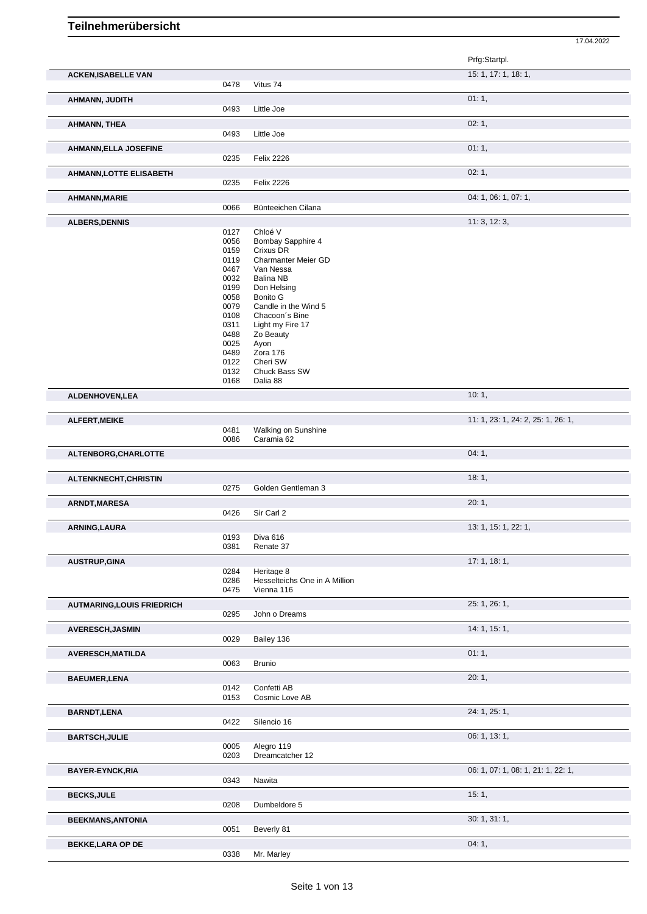# Teilnehmerübersicht

17.04.2022

| Name | Nr. | Pferd | Prfg:Startpl. |
|---|---|---|---|
| **ACKEN,ISABELLE VAN** | | | 15: 1, 17: 1, 18: 1, |
| | 0478 | Vitus 74 | |
| **AHMANN, JUDITH** | | | 01: 1, |
| | 0493 | Little Joe | |
| **AHMANN, THEA** | | | 02: 1, |
| | 0493 | Little Joe | |
| **AHMANN,ELLA JOSEFINE** | | | 01: 1, |
| | 0235 | Felix 2226 | |
| **AHMANN,LOTTE ELISABETH** | | | 02: 1, |
| | 0235 | Felix 2226 | |
| **AHMANN,MARIE** | | | 04: 1, 06: 1, 07: 1, |
| | 0066 | Bünteeichen Cilana | |
| **ALBERS,DENNIS** | | | 11: 3, 12: 3, |
| | 0127 | Chloé V | |
| | 0056 | Bombay Sapphire 4 | |
| | 0159 | Crixus DR | |
| | 0119 | Charmanter Meier GD | |
| | 0467 | Van Nessa | |
| | 0032 | Balina NB | |
| | 0199 | Don Helsing | |
| | 0058 | Bonito G | |
| | 0079 | Candle in the Wind 5 | |
| | 0108 | Chacoon´s Bine | |
| | 0311 | Light my Fire 17 | |
| | 0488 | Zo Beauty | |
| | 0025 | Ayon | |
| | 0489 | Zora 176 | |
| | 0122 | Cheri SW | |
| | 0132 | Chuck Bass SW | |
| | 0168 | Dalia 88 | |
| **ALDENHOVEN,LEA** | | | 10: 1, |
| **ALFERT,MEIKE** | | | 11: 1, 23: 1, 24: 2, 25: 1, 26: 1, |
| | 0481 | Walking on Sunshine | |
| | 0086 | Caramia 62 | |
| **ALTENBORG,CHARLOTTE** | | | 04: 1, |
| **ALTENKNECHT,CHRISTIN** | | | 18: 1, |
| | 0275 | Golden Gentleman 3 | |
| **ARNDT,MARESA** | | | 20: 1, |
| | 0426 | Sir Carl 2 | |
| **ARNING,LAURA** | | | 13: 1, 15: 1, 22: 1, |
| | 0193 | Diva 616 | |
| | 0381 | Renate 37 | |
| **AUSTRUP,GINA** | | | 17: 1, 18: 1, |
| | 0284 | Heritage 8 | |
| | 0286 | Hesselteichs One in A Million | |
| | 0475 | Vienna 116 | |
| **AUTMARING,LOUIS FRIEDRICH** | | | 25: 1, 26: 1, |
| | 0295 | John o Dreams | |
| **AVERESCH,JASMIN** | | | 14: 1, 15: 1, |
| | 0029 | Bailey 136 | |
| **AVERESCH,MATILDA** | | | 01: 1, |
| | 0063 | Brunio | |
| **BAEUMER,LENA** | | | 20: 1, |
| | 0142 | Confetti AB | |
| | 0153 | Cosmic Love AB | |
| **BARNDT,LENA** | | | 24: 1, 25: 1, |
| | 0422 | Silencio 16 | |
| **BARTSCH,JULIE** | | | 06: 1, 13: 1, |
| | 0005 | Alegro 119 | |
| | 0203 | Dreamcatcher 12 | |
| **BAYER-EYNCK,RIA** | | | 06: 1, 07: 1, 08: 1, 21: 1, 22: 1, |
| | 0343 | Nawita | |
| **BECKS,JULE** | | | 15: 1, |
| | 0208 | Dumbeldore 5 | |
| **BEEKMANS,ANTONIA** | | | 30: 1, 31: 1, |
| | 0051 | Beverly 81 | |
| **BEKKE,LARA OP DE** | | | 04: 1, |
| | 0338 | Mr. Marley | |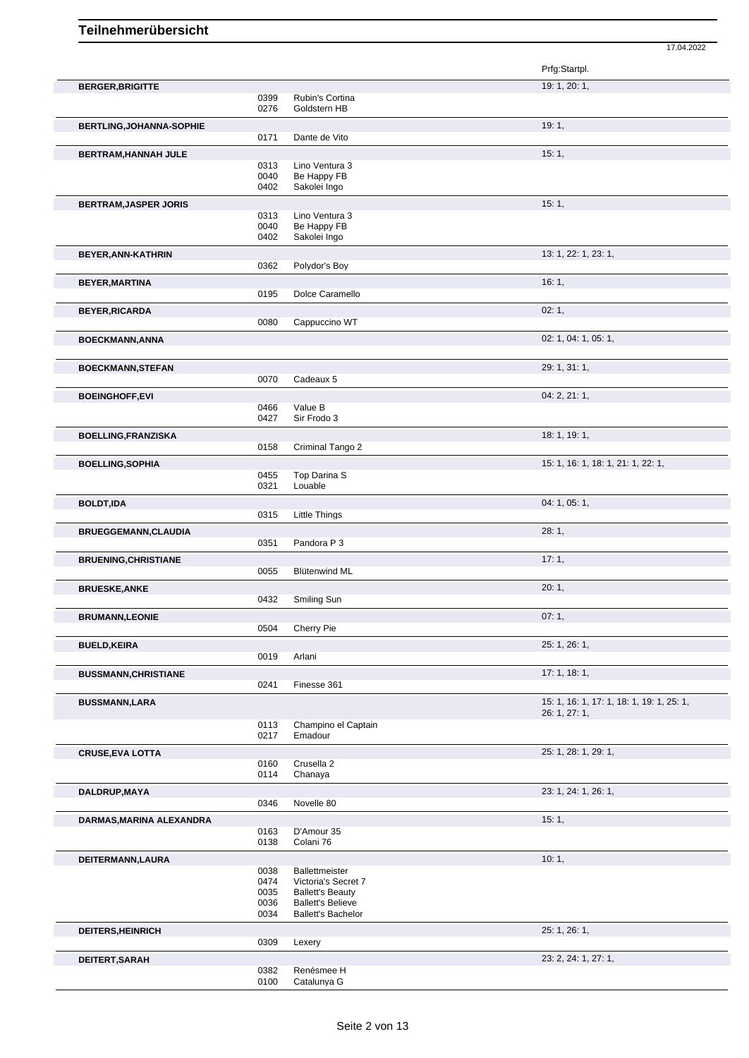# Teilnehmerübersicht

17.04.2022

| Teilnehmer | Nr. | Pferd | Prfg:Startpl. |
|---|---|---|---|
| **BERGER,BRIGITTE** | | | 19: 1, 20: 1, |
| | 0399 | Rubin's Cortina | |
| | 0276 | Goldstern HB | |
| **BERTLING,JOHANNA-SOPHIE** | | | 19: 1, |
| | 0171 | Dante de Vito | |
| **BERTRAM,HANNAH JULE** | | | 15: 1, |
| | 0313 | Lino Ventura 3 | |
| | 0040 | Be Happy FB | |
| | 0402 | Sakolei Ingo | |
| **BERTRAM,JASPER JORIS** | | | 15: 1, |
| | 0313 | Lino Ventura 3 | |
| | 0040 | Be Happy FB | |
| | 0402 | Sakolei Ingo | |
| **BEYER,ANN-KATHRIN** | | | 13: 1, 22: 1, 23: 1, |
| | 0362 | Polydor's Boy | |
| **BEYER,MARTINA** | | | 16: 1, |
| | 0195 | Dolce Caramello | |
| **BEYER,RICARDA** | | | 02: 1, |
| | 0080 | Cappuccino WT | |
| **BOECKMANN,ANNA** | | | 02: 1, 04: 1, 05: 1, |
| **BOECKMANN,STEFAN** | | | 29: 1, 31: 1, |
| | 0070 | Cadeaux 5 | |
| **BOEINGHOFF,EVI** | | | 04: 2, 21: 1, |
| | 0466 | Value B | |
| | 0427 | Sir Frodo 3 | |
| **BOELLING,FRANZISKA** | | | 18: 1, 19: 1, |
| | 0158 | Criminal Tango 2 | |
| **BOELLING,SOPHIA** | | | 15: 1, 16: 1, 18: 1, 21: 1, 22: 1, |
| | 0455 | Top Darina S | |
| | 0321 | Louable | |
| **BOLDT,IDA** | | | 04: 1, 05: 1, |
| | 0315 | Little Things | |
| **BRUEGGEMANN,CLAUDIA** | | | 28: 1, |
| | 0351 | Pandora P 3 | |
| **BRUENING,CHRISTIANE** | | | 17: 1, |
| | 0055 | Blütenwind ML | |
| **BRUESKE,ANKE** | | | 20: 1, |
| | 0432 | Smiling Sun | |
| **BRUMANN,LEONIE** | | | 07: 1, |
| | 0504 | Cherry Pie | |
| **BUELD,KEIRA** | | | 25: 1, 26: 1, |
| | 0019 | Arlani | |
| **BUSSMANN,CHRISTIANE** | | | 17: 1, 18: 1, |
| | 0241 | Finesse 361 | |
| **BUSSMANN,LARA** | | | 15: 1, 16: 1, 17: 1, 18: 1, 19: 1, 25: 1, 26: 1, 27: 1, |
| | 0113 | Champino el Captain | |
| | 0217 | Emadour | |
| **CRUSE,EVA LOTTA** | | | 25: 1, 28: 1, 29: 1, |
| | 0160 | Crusella 2 | |
| | 0114 | Chanaya | |
| **DALDRUP,MAYA** | | | 23: 1, 24: 1, 26: 1, |
| | 0346 | Novelle 80 | |
| **DARMAS,MARINA ALEXANDRA** | | | 15: 1, |
| | 0163 | D'Amour 35 | |
| | 0138 | Colani 76 | |
| **DEITERMANN,LAURA** | | | 10: 1, |
| | 0038 | Ballettmeister | |
| | 0474 | Victoria's Secret 7 | |
| | 0035 | Ballett's Beauty | |
| | 0036 | Ballett's Believe | |
| | 0034 | Ballett's Bachelor | |
| **DEITERS,HEINRICH** | | | 25: 1, 26: 1, |
| | 0309 | Lexery | |
| **DEITERT,SARAH** | | | 23: 2, 24: 1, 27: 1, |
| | 0382 | Renésmee H | |
| | 0100 | Catalunya G | |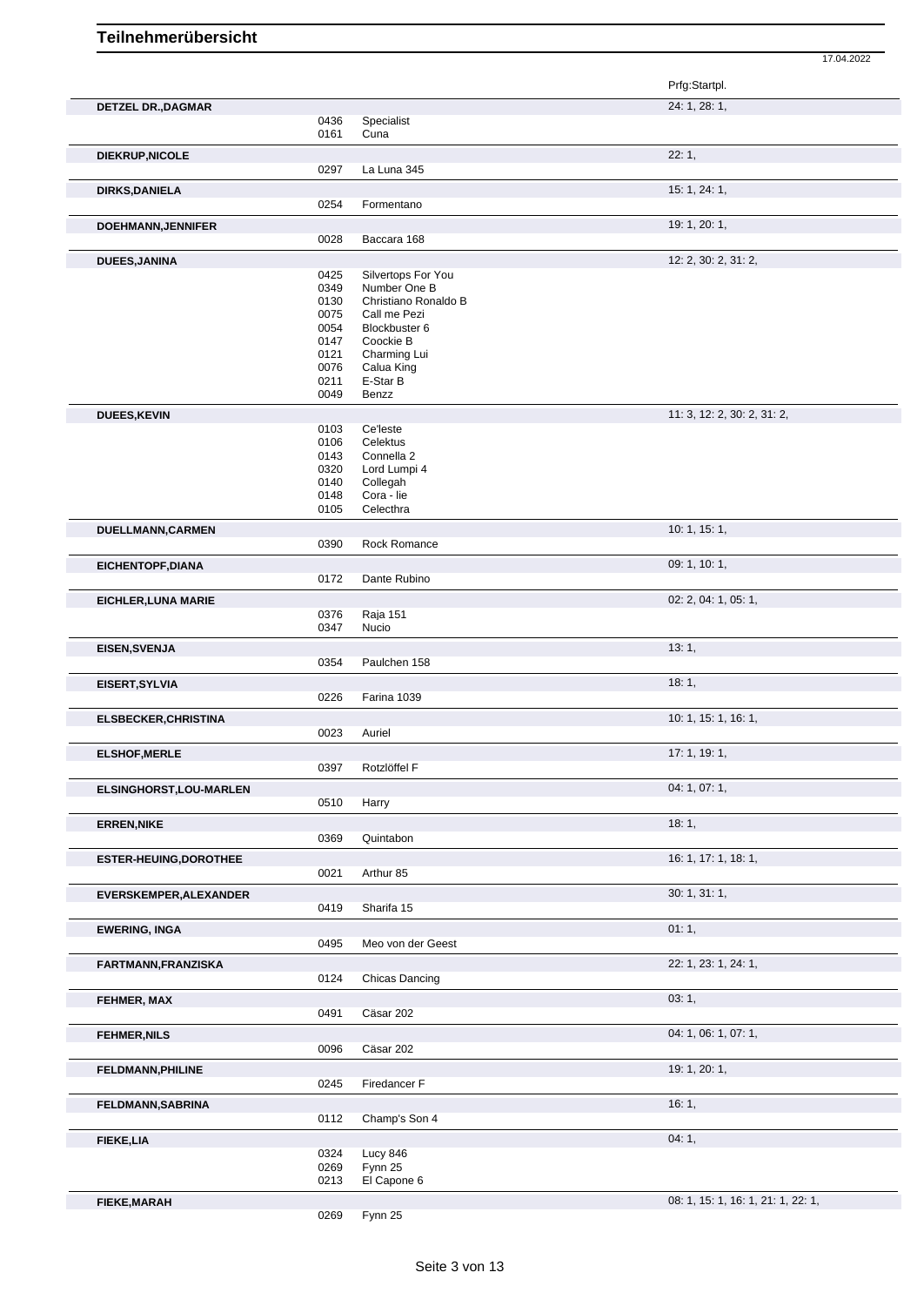# Teilnehmerübersicht

17.04.2022

| Name | Nr. | Pferd | Prfg:Startpl. |
|---|---|---|---|
| **DETZEL DR.,DAGMAR** | | | 24: 1, 28: 1, |
| | 0436 | Specialist | |
| | 0161 | Cuna | |
| **DIEKRUP,NICOLE** | | | 22: 1, |
| | 0297 | La Luna 345 | |
| **DIRKS,DANIELA** | | | 15: 1, 24: 1, |
| | 0254 | Formentano | |
| **DOEHMANN,JENNIFER** | | | 19: 1, 20: 1, |
| | 0028 | Baccara 168 | |
| **DUEES,JANINA** | | | 12: 2, 30: 2, 31: 2, |
| | 0425 | Silvertops For You | |
| | 0349 | Number One B | |
| | 0130 | Christiano Ronaldo B | |
| | 0075 | Call me Pezi | |
| | 0054 | Blockbuster 6 | |
| | 0147 | Coockie B | |
| | 0121 | Charming Lui | |
| | 0076 | Calua King | |
| | 0211 | E-Star B | |
| | 0049 | Benzz | |
| **DUEES,KEVIN** | | | 11: 3, 12: 2, 30: 2, 31: 2, |
| | 0103 | Ce'leste | |
| | 0106 | Celektus | |
| | 0143 | Connella 2 | |
| | 0320 | Lord Lumpi 4 | |
| | 0140 | Collegah | |
| | 0148 | Cora - lie | |
| | 0105 | Celecthra | |
| **DUELLMANN,CARMEN** | | | 10: 1, 15: 1, |
| | 0390 | Rock Romance | |
| **EICHENTOPF,DIANA** | | | 09: 1, 10: 1, |
| | 0172 | Dante Rubino | |
| **EICHLER,LUNA MARIE** | | | 02: 2, 04: 1, 05: 1, |
| | 0376 | Raja 151 | |
| | 0347 | Nucio | |
| **EISEN,SVENJA** | | | 13: 1, |
| | 0354 | Paulchen 158 | |
| **EISERT,SYLVIA** | | | 18: 1, |
| | 0226 | Farina 1039 | |
| **ELSBECKER,CHRISTINA** | | | 10: 1, 15: 1, 16: 1, |
| | 0023 | Auriel | |
| **ELSHOF,MERLE** | | | 17: 1, 19: 1, |
| | 0397 | Rotzlöffel F | |
| **ELSINGHORST,LOU-MARLEN** | | | 04: 1, 07: 1, |
| | 0510 | Harry | |
| **ERREN,NIKE** | | | 18: 1, |
| | 0369 | Quintabon | |
| **ESTER-HEUING,DOROTHEE** | | | 16: 1, 17: 1, 18: 1, |
| | 0021 | Arthur 85 | |
| **EVERSKEMPER,ALEXANDER** | | | 30: 1, 31: 1, |
| | 0419 | Sharifa 15 | |
| **EWERING, INGA** | | | 01: 1, |
| | 0495 | Meo von der Geest | |
| **FARTMANN,FRANZISKA** | | | 22: 1, 23: 1, 24: 1, |
| | 0124 | Chicas Dancing | |
| **FEHMER, MAX** | | | 03: 1, |
| | 0491 | Cäsar 202 | |
| **FEHMER,NILS** | | | 04: 1, 06: 1, 07: 1, |
| | 0096 | Cäsar 202 | |
| **FELDMANN,PHILINE** | | | 19: 1, 20: 1, |
| | 0245 | Firedancer F | |
| **FELDMANN,SABRINA** | | | 16: 1, |
| | 0112 | Champ's Son 4 | |
| **FIEKE,LIA** | | | 04: 1, |
| | 0324 | Lucy 846 | |
| | 0269 | Fynn 25 | |
| | 0213 | El Capone 6 | |
| **FIEKE,MARAH** | | | 08: 1, 15: 1, 16: 1, 21: 1, 22: 1, |
| | 0269 | Fynn 25 | |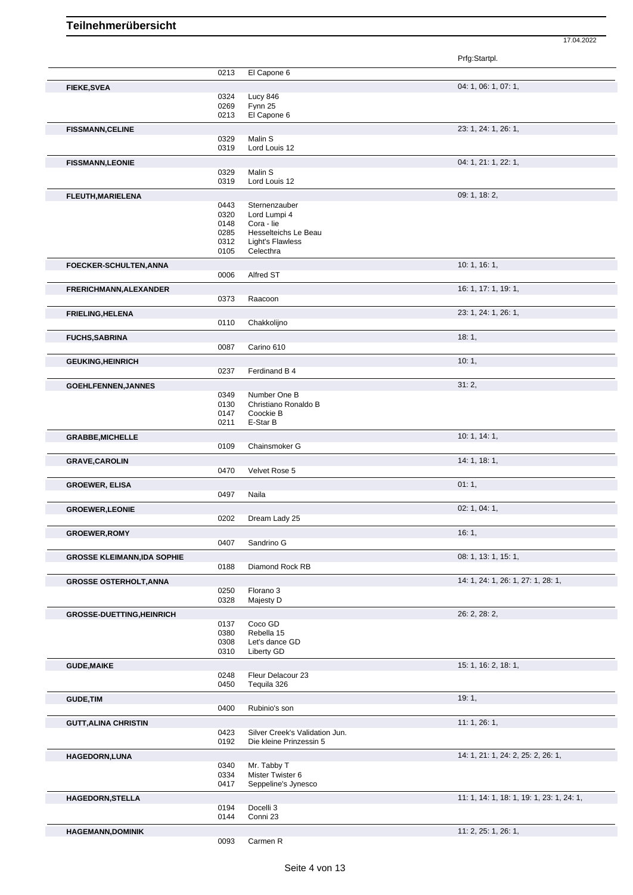# Teilnehmerübersicht

17.04.2022

| Teilnehmer | Nr. | Pferd | Prfg:Startpl. |
| --- | --- | --- | --- |
| | 0213 | El Capone 6 | |
| **FIEKE,SVEA** | | | 04: 1, 06: 1, 07: 1, |
| | 0324 | Lucy 846 | |
| | 0269 | Fynn 25 | |
| | 0213 | El Capone 6 | |
| **FISSMANN,CELINE** | | | 23: 1, 24: 1, 26: 1, |
| | 0329 | Malin S | |
| | 0319 | Lord Louis 12 | |
| **FISSMANN,LEONIE** | | | 04: 1, 21: 1, 22: 1, |
| | 0329 | Malin S | |
| | 0319 | Lord Louis 12 | |
| **FLEUTH,MARIELENA** | | | 09: 1, 18: 2, |
| | 0443 | Sternenzauber | |
| | 0320 | Lord Lumpi 4 | |
| | 0148 | Cora - lie | |
| | 0285 | Hesselteichs Le Beau | |
| | 0312 | Light's Flawless | |
| | 0105 | Celecthra | |
| **FOECKER-SCHULTEN,ANNA** | | | 10: 1, 16: 1, |
| | 0006 | Alfred ST | |
| **FRERICHMANN,ALEXANDER** | | | 16: 1, 17: 1, 19: 1, |
| | 0373 | Raacoon | |
| **FRIELING,HELENA** | | | 23: 1, 24: 1, 26: 1, |
| | 0110 | Chakkolijno | |
| **FUCHS,SABRINA** | | | 18: 1, |
| | 0087 | Carino 610 | |
| **GEUKING,HEINRICH** | | | 10: 1, |
| | 0237 | Ferdinand B 4 | |
| **GOEHLFENNEN,JANNES** | | | 31: 2, |
| | 0349 | Number One B | |
| | 0130 | Christiano Ronaldo B | |
| | 0147 | Coockie B | |
| | 0211 | E-Star B | |
| **GRABBE,MICHELLE** | | | 10: 1, 14: 1, |
| | 0109 | Chainsmoker G | |
| **GRAVE,CAROLIN** | | | 14: 1, 18: 1, |
| | 0470 | Velvet Rose 5 | |
| **GROEWER, ELISA** | | | 01: 1, |
| | 0497 | Naila | |
| **GROEWER,LEONIE** | | | 02: 1, 04: 1, |
| | 0202 | Dream Lady 25 | |
| **GROEWER,ROMY** | | | 16: 1, |
| | 0407 | Sandrino G | |
| **GROSSE KLEIMANN,IDA SOPHIE** | | | 08: 1, 13: 1, 15: 1, |
| | 0188 | Diamond Rock RB | |
| **GROSSE OSTERHOLT,ANNA** | | | 14: 1, 24: 1, 26: 1, 27: 1, 28: 1, |
| | 0250 | Florano 3 | |
| | 0328 | Majesty D | |
| **GROSSE-DUETTING,HEINRICH** | | | 26: 2, 28: 2, |
| | 0137 | Coco GD | |
| | 0380 | Rebella 15 | |
| | 0308 | Let's dance GD | |
| | 0310 | Liberty GD | |
| **GUDE,MAIKE** | | | 15: 1, 16: 2, 18: 1, |
| | 0248 | Fleur Delacour 23 | |
| | 0450 | Tequila 326 | |
| **GUDE,TIM** | | | 19: 1, |
| | 0400 | Rubinio's son | |
| **GUTT,ALINA CHRISTIN** | | | 11: 1, 26: 1, |
| | 0423 | Silver Creek's Validation Jun. | |
| | 0192 | Die kleine Prinzessin 5 | |
| **HAGEDORN,LUNA** | | | 14: 1, 21: 1, 24: 2, 25: 2, 26: 1, |
| | 0340 | Mr. Tabby T | |
| | 0334 | Mister Twister 6 | |
| | 0417 | Seppeline's Jynesco | |
| **HAGEDORN,STELLA** | | | 11: 1, 14: 1, 18: 1, 19: 1, 23: 1, 24: 1, |
| | 0194 | Docelli 3 | |
| | 0144 | Conni 23 | |
| **HAGEMANN,DOMINIK** | | | 11: 2, 25: 1, 26: 1, |
| | 0093 | Carmen R | |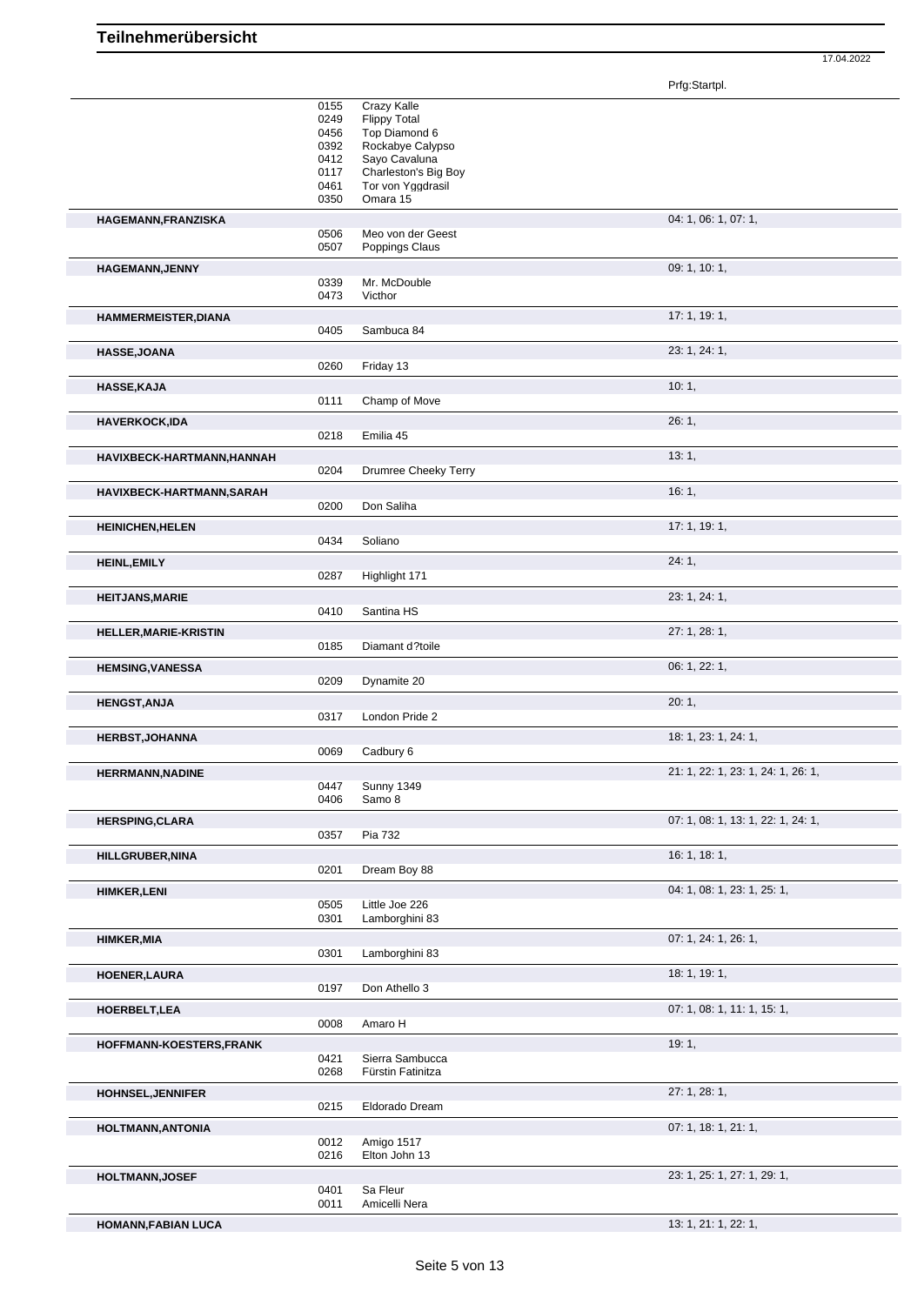# Teilnehmerübersicht

17.04.2022

| Name | Nr. | Pferd | Prfg:Startpl. |
|---|---|---|---|
| | 0155 | Crazy Kalle | |
| | 0249 | Flippy Total | |
| | 0456 | Top Diamond 6 | |
| | 0392 | Rockabye Calypso | |
| | 0412 | Sayo Cavaluna | |
| | 0117 | Charleston's Big Boy | |
| | 0461 | Tor von Yggdrasil | |
| | 0350 | Omara 15 | |
| **HAGEMANN,FRANZISKA** | | | 04: 1, 06: 1, 07: 1, |
| | 0506 | Meo von der Geest | |
| | 0507 | Poppings Claus | |
| **HAGEMANN,JENNY** | | | 09: 1, 10: 1, |
| | 0339 | Mr. McDouble | |
| | 0473 | Victhor | |
| **HAMMERMEISTER,DIANA** | | | 17: 1, 19: 1, |
| | 0405 | Sambuca 84 | |
| **HASSE,JOANA** | | | 23: 1, 24: 1, |
| | 0260 | Friday 13 | |
| **HASSE,KAJA** | | | 10: 1, |
| | 0111 | Champ of Move | |
| **HAVERKOCK,IDA** | | | 26: 1, |
| | 0218 | Emilia 45 | |
| **HAVIXBECK-HARTMANN,HANNAH** | | | 13: 1, |
| | 0204 | Drumree Cheeky Terry | |
| **HAVIXBECK-HARTMANN,SARAH** | | | 16: 1, |
| | 0200 | Don Saliha | |
| **HEINICHEN,HELEN** | | | 17: 1, 19: 1, |
| | 0434 | Soliano | |
| **HEINL,EMILY** | | | 24: 1, |
| | 0287 | Highlight 171 | |
| **HEITJANS,MARIE** | | | 23: 1, 24: 1, |
| | 0410 | Santina HS | |
| **HELLER,MARIE-KRISTIN** | | | 27: 1, 28: 1, |
| | 0185 | Diamant d?toile | |
| **HEMSING,VANESSA** | | | 06: 1, 22: 1, |
| | 0209 | Dynamite 20 | |
| **HENGST,ANJA** | | | 20: 1, |
| | 0317 | London Pride 2 | |
| **HERBST,JOHANNA** | | | 18: 1, 23: 1, 24: 1, |
| | 0069 | Cadbury 6 | |
| **HERRMANN,NADINE** | | | 21: 1, 22: 1, 23: 1, 24: 1, 26: 1, |
| | 0447 | Sunny 1349 | |
| | 0406 | Samo 8 | |
| **HERSPING,CLARA** | | | 07: 1, 08: 1, 13: 1, 22: 1, 24: 1, |
| | 0357 | Pia 732 | |
| **HILLGRUBER,NINA** | | | 16: 1, 18: 1, |
| | 0201 | Dream Boy 88 | |
| **HIMKER,LENI** | | | 04: 1, 08: 1, 23: 1, 25: 1, |
| | 0505 | Little Joe 226 | |
| | 0301 | Lamborghini 83 | |
| **HIMKER,MIA** | | | 07: 1, 24: 1, 26: 1, |
| | 0301 | Lamborghini 83 | |
| **HOENER,LAURA** | | | 18: 1, 19: 1, |
| | 0197 | Don Athello 3 | |
| **HOERBELT,LEA** | | | 07: 1, 08: 1, 11: 1, 15: 1, |
| | 0008 | Amaro H | |
| **HOFFMANN-KOESTERS,FRANK** | | | 19: 1, |
| | 0421 | Sierra Sambucca | |
| | 0268 | Fürstin Fatinitza | |
| **HOHNSEL,JENNIFER** | | | 27: 1, 28: 1, |
| | 0215 | Eldorado Dream | |
| **HOLTMANN,ANTONIA** | | | 07: 1, 18: 1, 21: 1, |
| | 0012 | Amigo 1517 | |
| | 0216 | Elton John 13 | |
| **HOLTMANN,JOSEF** | | | 23: 1, 25: 1, 27: 1, 29: 1, |
| | 0401 | Sa Fleur | |
| | 0011 | Amicelli Nera | |
| **HOMANN,FABIAN LUCA** | | | 13: 1, 21: 1, 22: 1, |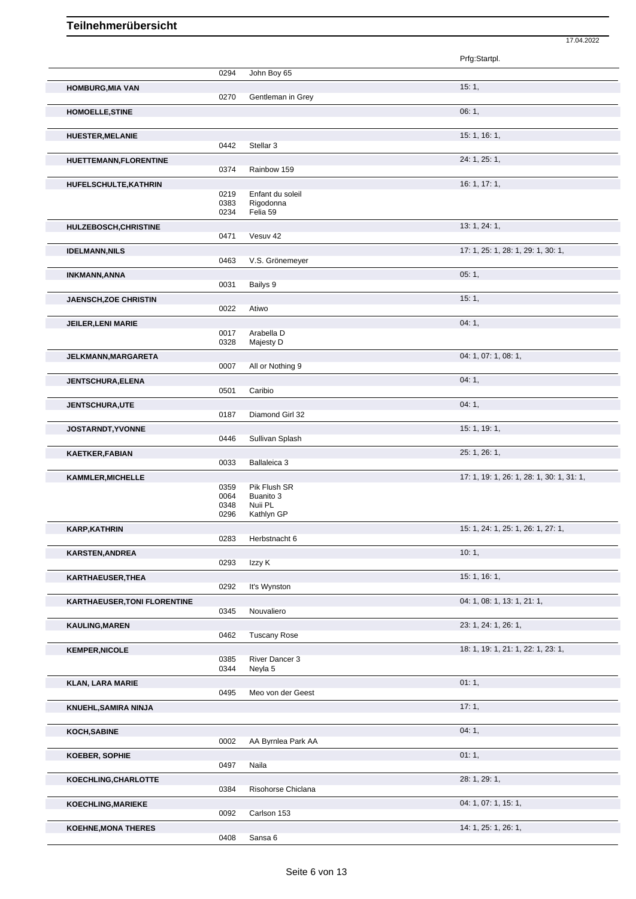# Teilnehmerübersicht

17.04.2022

| Name | Nr. | Pferd | Prfg:Startpl. |
|---|---|---|---|
| | 0294 | John Boy 65 | |
| **HOMBURG,MIA VAN** | | | 15: 1, |
| | 0270 | Gentleman in Grey | |
| **HOMOELLE,STINE** | | | 06: 1, |
| **HUESTER,MELANIE** | | | 15: 1, 16: 1, |
| | 0442 | Stellar 3 | |
| **HUETTEMANN,FLORENTINE** | | | 24: 1, 25: 1, |
| | 0374 | Rainbow 159 | |
| **HUFELSCHULTE,KATHRIN** | | | 16: 1, 17: 1, |
| | 0219 | Enfant du soleil | |
| | 0383 | Rigodonna | |
| | 0234 | Felia 59 | |
| **HULZEBOSCH,CHRISTINE** | | | 13: 1, 24: 1, |
| | 0471 | Vesuv 42 | |
| **IDELMANN,NILS** | | | 17: 1, 25: 1, 28: 1, 29: 1, 30: 1, |
| | 0463 | V.S. Grönemeyer | |
| **INKMANN,ANNA** | | | 05: 1, |
| | 0031 | Bailys 9 | |
| **JAENSCH,ZOE CHRISTIN** | | | 15: 1, |
| | 0022 | Atiwo | |
| **JEILER,LENI MARIE** | | | 04: 1, |
| | 0017 | Arabella D | |
| | 0328 | Majesty D | |
| **JELKMANN,MARGARETA** | | | 04: 1, 07: 1, 08: 1, |
| | 0007 | All or Nothing 9 | |
| **JENTSCHURA,ELENA** | | | 04: 1, |
| | 0501 | Caribio | |
| **JENTSCHURA,UTE** | | | 04: 1, |
| | 0187 | Diamond Girl 32 | |
| **JOSTARNDT,YVONNE** | | | 15: 1, 19: 1, |
| | 0446 | Sullivan Splash | |
| **KAETKER,FABIAN** | | | 25: 1, 26: 1, |
| | 0033 | Ballaleica 3 | |
| **KAMMLER,MICHELLE** | | | 17: 1, 19: 1, 26: 1, 28: 1, 30: 1, 31: 1, |
| | 0359 | Pik Flush SR | |
| | 0064 | Buanito 3 | |
| | 0348 | Nuii PL | |
| | 0296 | Kathlyn GP | |
| **KARP,KATHRIN** | | | 15: 1, 24: 1, 25: 1, 26: 1, 27: 1, |
| | 0283 | Herbstnacht 6 | |
| **KARSTEN,ANDREA** | | | 10: 1, |
| | 0293 | Izzy K | |
| **KARTHAEUSER,THEA** | | | 15: 1, 16: 1, |
| | 0292 | It's Wynston | |
| **KARTHAEUSER,TONI FLORENTINE** | | | 04: 1, 08: 1, 13: 1, 21: 1, |
| | 0345 | Nouvaliero | |
| **KAULING,MAREN** | | | 23: 1, 24: 1, 26: 1, |
| | 0462 | Tuscany Rose | |
| **KEMPER,NICOLE** | | | 18: 1, 19: 1, 21: 1, 22: 1, 23: 1, |
| | 0385 | River Dancer 3 | |
| | 0344 | Neyla 5 | |
| **KLAN, LARA MARIE** | | | 01: 1, |
| | 0495 | Meo von der Geest | |
| **KNUEHL,SAMIRA NINJA** | | | 17: 1, |
| **KOCH,SABINE** | | | 04: 1, |
| | 0002 | AA Byrnlea Park AA | |
| **KOEBER, SOPHIE** | | | 01: 1, |
| | 0497 | Naila | |
| **KOECHLING,CHARLOTTE** | | | 28: 1, 29: 1, |
| | 0384 | Risohorse Chiclana | |
| **KOECHLING,MARIEKE** | | | 04: 1, 07: 1, 15: 1, |
| | 0092 | Carlson 153 | |
| **KOEHNE,MONA THERES** | | | 14: 1, 25: 1, 26: 1, |
| | 0408 | Sansa 6 | |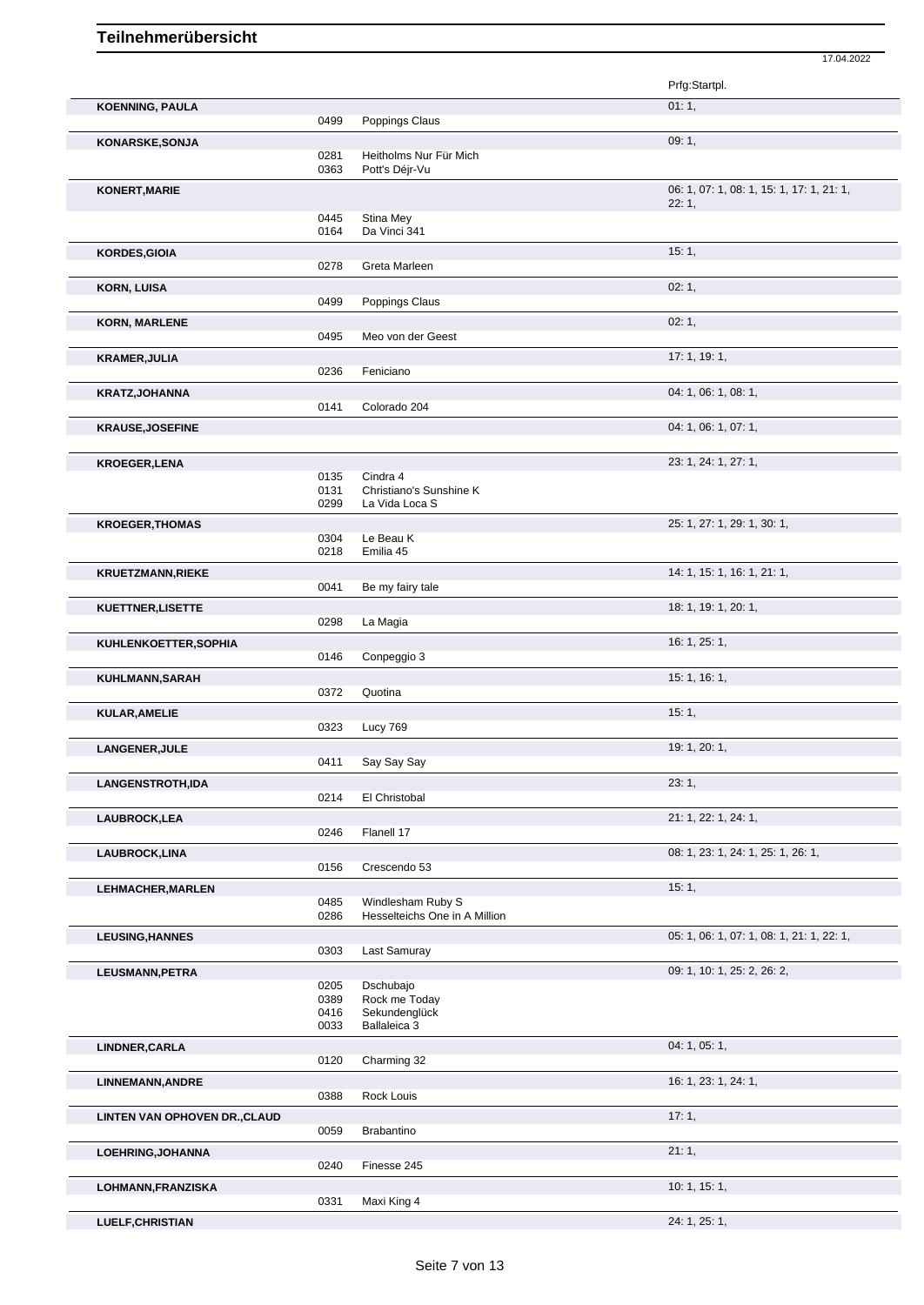# Teilnehmerübersicht

17.04.2022

| Name | Nr. | Pferd | Prfg:Startpl. |
|---|---|---|---|
| **KOENNING, PAULA** | | | 01: 1, |
| | 0499 | Poppings Claus | |
| **KONARSKE,SONJA** | | | 09: 1, |
| | 0281 | Heitholms Nur Für Mich | |
| | 0363 | Pott's Déjr-Vu | |
| **KONERT,MARIE** | | | 06: 1, 07: 1, 08: 1, 15: 1, 17: 1, 21: 1, 22: 1, |
| | 0445 | Stina Mey | |
| | 0164 | Da Vinci 341 | |
| **KORDES,GIOIA** | | | 15: 1, |
| | 0278 | Greta Marleen | |
| **KORN, LUISA** | | | 02: 1, |
| | 0499 | Poppings Claus | |
| **KORN, MARLENE** | | | 02: 1, |
| | 0495 | Meo von der Geest | |
| **KRAMER,JULIA** | | | 17: 1, 19: 1, |
| | 0236 | Feniciano | |
| **KRATZ,JOHANNA** | | | 04: 1, 06: 1, 08: 1, |
| | 0141 | Colorado 204 | |
| **KRAUSE,JOSEFINE** | | | 04: 1, 06: 1, 07: 1, |
| **KROEGER,LENA** | | | 23: 1, 24: 1, 27: 1, |
| | 0135 | Cindra 4 | |
| | 0131 | Christiano's Sunshine K | |
| | 0299 | La Vida Loca S | |
| **KROEGER,THOMAS** | | | 25: 1, 27: 1, 29: 1, 30: 1, |
| | 0304 | Le Beau K | |
| | 0218 | Emilia 45 | |
| **KRUETZMANN,RIEKE** | | | 14: 1, 15: 1, 16: 1, 21: 1, |
| | 0041 | Be my fairy tale | |
| **KUETTNER,LISETTE** | | | 18: 1, 19: 1, 20: 1, |
| | 0298 | La Magia | |
| **KUHLENKOETTER,SOPHIA** | | | 16: 1, 25: 1, |
| | 0146 | Conpeggio 3 | |
| **KUHLMANN,SARAH** | | | 15: 1, 16: 1, |
| | 0372 | Quotina | |
| **KULAR,AMELIE** | | | 15: 1, |
| | 0323 | Lucy 769 | |
| **LANGENER,JULE** | | | 19: 1, 20: 1, |
| | 0411 | Say Say Say | |
| **LANGENSTROTH,IDA** | | | 23: 1, |
| | 0214 | El Christobal | |
| **LAUBROCK,LEA** | | | 21: 1, 22: 1, 24: 1, |
| | 0246 | Flanell 17 | |
| **LAUBROCK,LINA** | | | 08: 1, 23: 1, 24: 1, 25: 1, 26: 1, |
| | 0156 | Crescendo 53 | |
| **LEHMACHER,MARLEN** | | | 15: 1, |
| | 0485 | Windlesham Ruby S | |
| | 0286 | Hesselteichs One in A Million | |
| **LEUSING,HANNES** | | | 05: 1, 06: 1, 07: 1, 08: 1, 21: 1, 22: 1, |
| | 0303 | Last Samuray | |
| **LEUSMANN,PETRA** | | | 09: 1, 10: 1, 25: 2, 26: 2, |
| | 0205 | Dschubajo | |
| | 0389 | Rock me Today | |
| | 0416 | Sekundenglück | |
| | 0033 | Ballaleica 3 | |
| **LINDNER,CARLA** | | | 04: 1, 05: 1, |
| | 0120 | Charming 32 | |
| **LINNEMANN,ANDRE** | | | 16: 1, 23: 1, 24: 1, |
| | 0388 | Rock Louis | |
| **LINTEN VAN OPHOVEN DR.,CLAUD** | | | 17: 1, |
| | 0059 | Brabantino | |
| **LOEHRING,JOHANNA** | | | 21: 1, |
| | 0240 | Finesse 245 | |
| **LOHMANN,FRANZISKA** | | | 10: 1, 15: 1, |
| | 0331 | Maxi King 4 | |
| **LUELF,CHRISTIAN** | | | 24: 1, 25: 1, |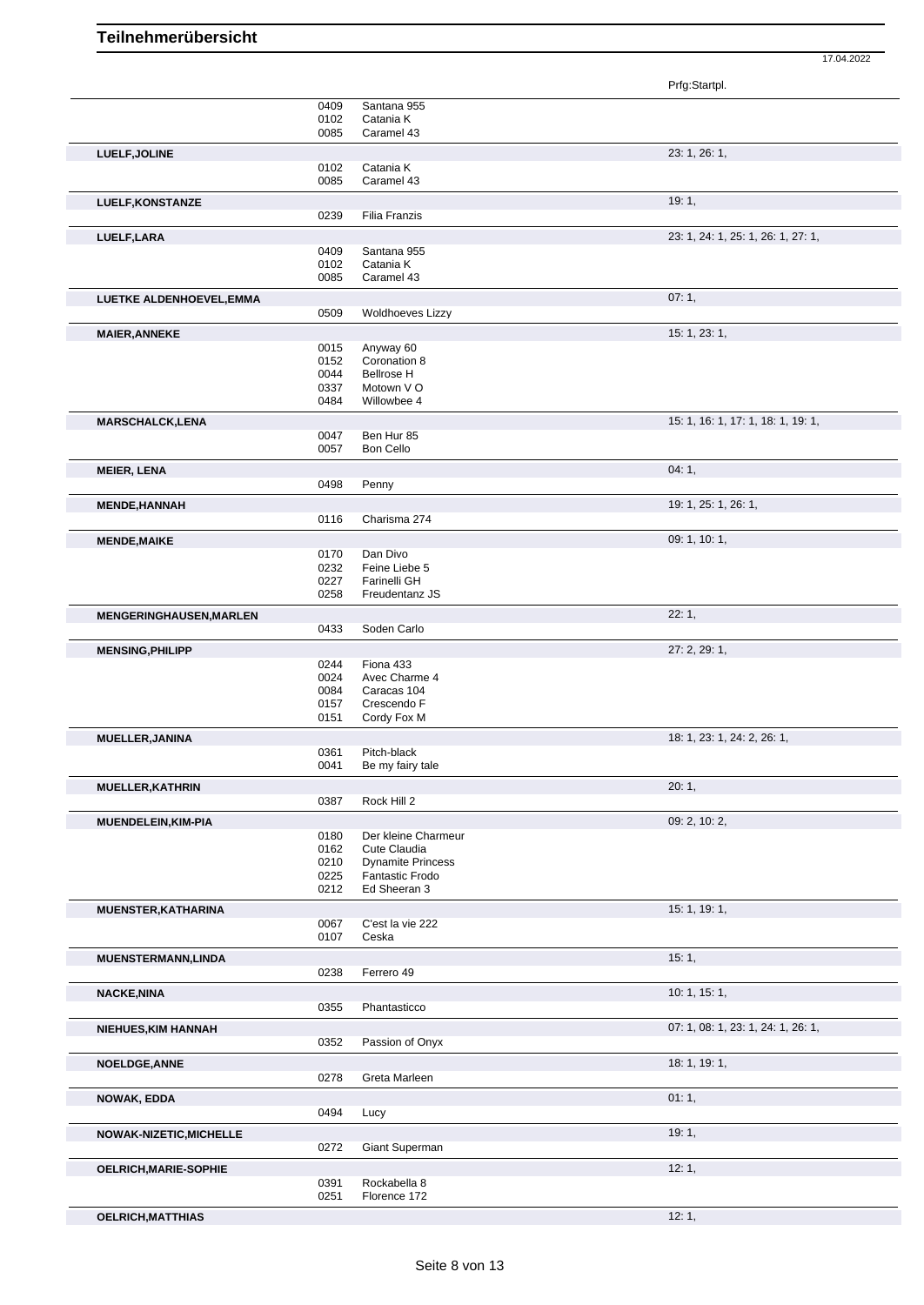# Teilnehmerübersicht

17.04.2022

| Name | Nr. | Pferd | Prfg:Startpl. |
|---|---|---|---|
| | 0409 | Santana 955 | |
| | 0102 | Catania K | |
| | 0085 | Caramel 43 | |
| **LUELF,JOLINE** | | | 23: 1, 26: 1, |
| | 0102 | Catania K | |
| | 0085 | Caramel 43 | |
| **LUELF,KONSTANZE** | | | 19: 1, |
| | 0239 | Filia Franzis | |
| **LUELF,LARA** | | | 23: 1, 24: 1, 25: 1, 26: 1, 27: 1, |
| | 0409 | Santana 955 | |
| | 0102 | Catania K | |
| | 0085 | Caramel 43 | |
| **LUETKE ALDENHOEVEL,EMMA** | | | 07: 1, |
| | 0509 | Woldhoeves Lizzy | |
| **MAIER,ANNEKE** | | | 15: 1, 23: 1, |
| | 0015 | Anyway 60 | |
| | 0152 | Coronation 8 | |
| | 0044 | Bellrose H | |
| | 0337 | Motown V O | |
| | 0484 | Willowbee 4 | |
| **MARSCHALCK,LENA** | | | 15: 1, 16: 1, 17: 1, 18: 1, 19: 1, |
| | 0047 | Ben Hur 85 | |
| | 0057 | Bon Cello | |
| **MEIER, LENA** | | | 04: 1, |
| | 0498 | Penny | |
| **MENDE,HANNAH** | | | 19: 1, 25: 1, 26: 1, |
| | 0116 | Charisma 274 | |
| **MENDE,MAIKE** | | | 09: 1, 10: 1, |
| | 0170 | Dan Divo | |
| | 0232 | Feine Liebe 5 | |
| | 0227 | Farinelli GH | |
| | 0258 | Freudentanz JS | |
| **MENGERINGHAUSEN,MARLEN** | | | 22: 1, |
| | 0433 | Soden Carlo | |
| **MENSING,PHILIPP** | | | 27: 2, 29: 1, |
| | 0244 | Fiona 433 | |
| | 0024 | Avec Charme 4 | |
| | 0084 | Caracas 104 | |
| | 0157 | Crescendo F | |
| | 0151 | Cordy Fox M | |
| **MUELLER,JANINA** | | | 18: 1, 23: 1, 24: 2, 26: 1, |
| | 0361 | Pitch-black | |
| | 0041 | Be my fairy tale | |
| **MUELLER,KATHRIN** | | | 20: 1, |
| | 0387 | Rock Hill 2 | |
| **MUENDELEIN,KIM-PIA** | | | 09: 2, 10: 2, |
| | 0180 | Der kleine Charmeur | |
| | 0162 | Cute Claudia | |
| | 0210 | Dynamite Princess | |
| | 0225 | Fantastic Frodo | |
| | 0212 | Ed Sheeran 3 | |
| **MUENSTER,KATHARINA** | | | 15: 1, 19: 1, |
| | 0067 | C'est la vie 222 | |
| | 0107 | Ceska | |
| **MUENSTERMANN,LINDA** | | | 15: 1, |
| | 0238 | Ferrero 49 | |
| **NACKE,NINA** | | | 10: 1, 15: 1, |
| | 0355 | Phantasticco | |
| **NIEHUES,KIM HANNAH** | | | 07: 1, 08: 1, 23: 1, 24: 1, 26: 1, |
| | 0352 | Passion of Onyx | |
| **NOELDGE,ANNE** | | | 18: 1, 19: 1, |
| | 0278 | Greta Marleen | |
| **NOWAK, EDDA** | | | 01: 1, |
| | 0494 | Lucy | |
| **NOWAK-NIZETIC,MICHELLE** | | | 19: 1, |
| | 0272 | Giant Superman | |
| **OELRICH,MARIE-SOPHIE** | | | 12: 1, |
| | 0391 | Rockabella 8 | |
| | 0251 | Florence 172 | |
| **OELRICH,MATTHIAS** | | | 12: 1, |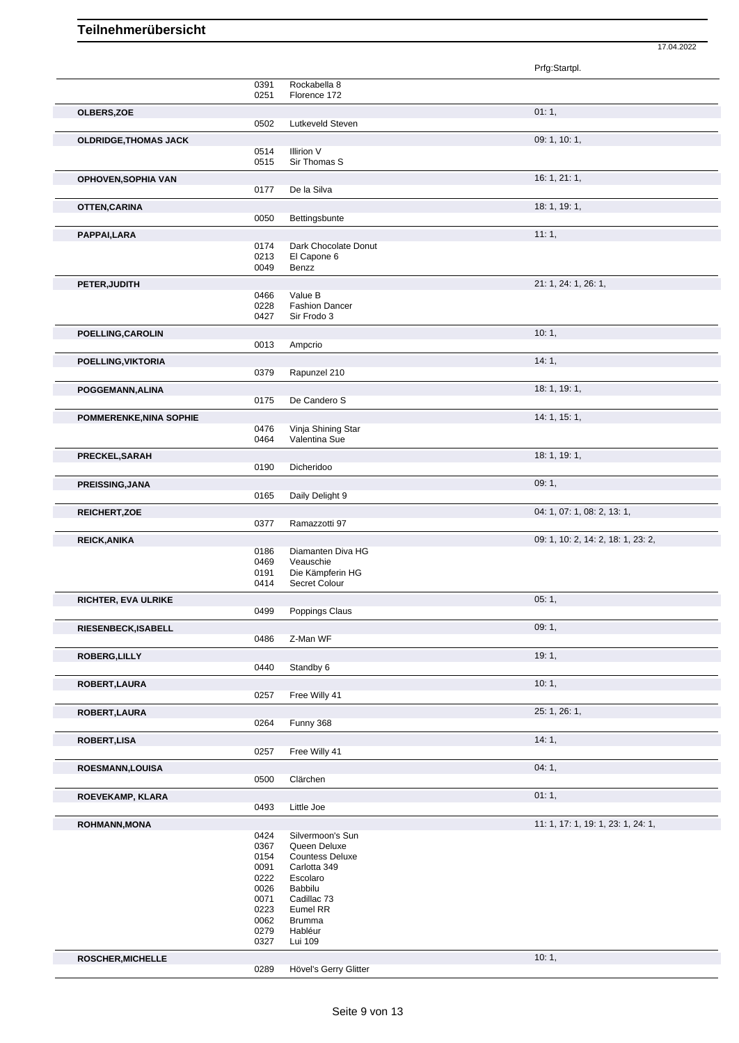# Teilnehmerübersicht

17.04.2022

| Name | Nr. | Pferd | Prfg:Startpl. |
|---|---|---|---|
| | 0391 | Rockabella 8 | |
| | 0251 | Florence 172 | |
| **OLBERS,ZOE** | | | 01: 1, |
| | 0502 | Lutkeveld Steven | |
| **OLDRIDGE,THOMAS JACK** | | | 09: 1, 10: 1, |
| | 0514 | Illirion V | |
| | 0515 | Sir Thomas S | |
| **OPHOVEN,SOPHIA VAN** | | | 16: 1, 21: 1, |
| | 0177 | De la Silva | |
| **OTTEN,CARINA** | | | 18: 1, 19: 1, |
| | 0050 | Bettingsbunte | |
| **PAPPAI,LARA** | | | 11: 1, |
| | 0174 | Dark Chocolate Donut | |
| | 0213 | El Capone 6 | |
| | 0049 | Benzz | |
| **PETER,JUDITH** | | | 21: 1, 24: 1, 26: 1, |
| | 0466 | Value B | |
| | 0228 | Fashion Dancer | |
| | 0427 | Sir Frodo 3 | |
| **POELLING,CAROLIN** | | | 10: 1, |
| | 0013 | Ampcrio | |
| **POELLING,VIKTORIA** | | | 14: 1, |
| | 0379 | Rapunzel 210 | |
| **POGGEMANN,ALINA** | | | 18: 1, 19: 1, |
| | 0175 | De Candero S | |
| **POMMERENKE,NINA SOPHIE** | | | 14: 1, 15: 1, |
| | 0476 | Vinja Shining Star | |
| | 0464 | Valentina Sue | |
| **PRECKEL,SARAH** | | | 18: 1, 19: 1, |
| | 0190 | Dicheridoo | |
| **PREISSING,JANA** | | | 09: 1, |
| | 0165 | Daily Delight 9 | |
| **REICHERT,ZOE** | | | 04: 1, 07: 1, 08: 2, 13: 1, |
| | 0377 | Ramazzotti 97 | |
| **REICK,ANIKA** | | | 09: 1, 10: 2, 14: 2, 18: 1, 23: 2, |
| | 0186 | Diamanten Diva HG | |
| | 0469 | Veauschie | |
| | 0191 | Die Kämpferin HG | |
| | 0414 | Secret Colour | |
| **RICHTER, EVA ULRIKE** | | | 05: 1, |
| | 0499 | Poppings Claus | |
| **RIESENBECK,ISABELL** | | | 09: 1, |
| | 0486 | Z-Man WF | |
| **ROBERG,LILLY** | | | 19: 1, |
| | 0440 | Standby 6 | |
| **ROBERT,LAURA** | | | 10: 1, |
| | 0257 | Free Willy 41 | |
| **ROBERT,LAURA** | | | 25: 1, 26: 1, |
| | 0264 | Funny 368 | |
| **ROBERT,LISA** | | | 14: 1, |
| | 0257 | Free Willy 41 | |
| **ROESMANN,LOUISA** | | | 04: 1, |
| | 0500 | Clärchen | |
| **ROEVEKAMP, KLARA** | | | 01: 1, |
| | 0493 | Little Joe | |
| **ROHMANN,MONA** | | | 11: 1, 17: 1, 19: 1, 23: 1, 24: 1, |
| | 0424 | Silvermoon's Sun | |
| | 0367 | Queen Deluxe | |
| | 0154 | Countess Deluxe | |
| | 0091 | Carlotta 349 | |
| | 0222 | Escolaro | |
| | 0026 | Babbilu | |
| | 0071 | Cadillac 73 | |
| | 0223 | Eumel RR | |
| | 0062 | Brumma | |
| | 0279 | Habléur | |
| | 0327 | Lui 109 | |
| **ROSCHER,MICHELLE** | | | 10: 1, |
| | 0289 | Hövel's Gerry Glitter | |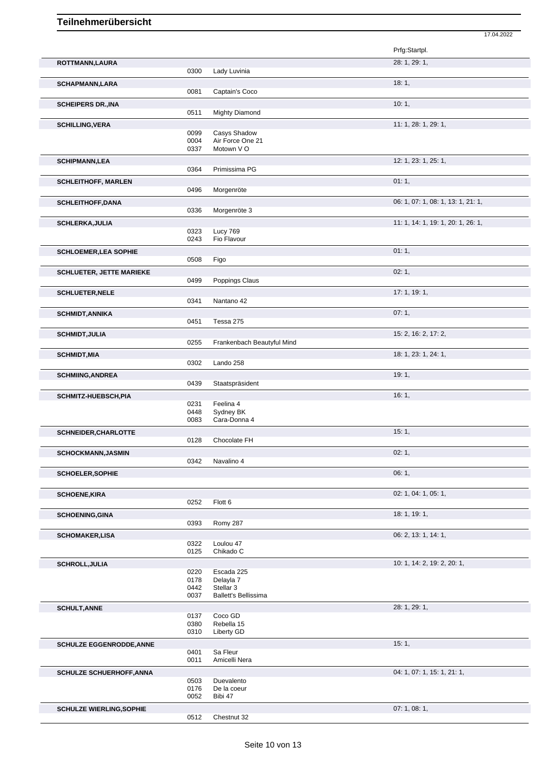# Teilnehmerübersicht

17.04.2022

| Name | Nr. | Pferd | Prfg:Startpl. |
|---|---|---|---|
| **ROTTMANN,LAURA** | | | 28: 1, 29: 1, |
| | 0300 | Lady Luvinia | |
| **SCHAPMANN,LARA** | | | 18: 1, |
| | 0081 | Captain's Coco | |
| **SCHEIPERS DR.,INA** | | | 10: 1, |
| | 0511 | Mighty Diamond | |
| **SCHILLING,VERA** | | | 11: 1, 28: 1, 29: 1, |
| | 0099 | Casys Shadow | |
| | 0004 | Air Force One 21 | |
| | 0337 | Motown V O | |
| **SCHIPMANN,LEA** | | | 12: 1, 23: 1, 25: 1, |
| | 0364 | Primissima PG | |
| **SCHLEITHOFF, MARLEN** | | | 01: 1, |
| | 0496 | Morgenröte | |
| **SCHLEITHOFF,DANA** | | | 06: 1, 07: 1, 08: 1, 13: 1, 21: 1, |
| | 0336 | Morgenröte 3 | |
| **SCHLERKA,JULIA** | | | 11: 1, 14: 1, 19: 1, 20: 1, 26: 1, |
| | 0323 | Lucy 769 | |
| | 0243 | Fio Flavour | |
| **SCHLOEMER,LEA SOPHIE** | | | 01: 1, |
| | 0508 | Figo | |
| **SCHLUETER, JETTE MARIEKE** | | | 02: 1, |
| | 0499 | Poppings Claus | |
| **SCHLUETER,NELE** | | | 17: 1, 19: 1, |
| | 0341 | Nantano 42 | |
| **SCHMIDT,ANNIKA** | | | 07: 1, |
| | 0451 | Tessa 275 | |
| **SCHMIDT,JULIA** | | | 15: 2, 16: 2, 17: 2, |
| | 0255 | Frankenbach Beautyful Mind | |
| **SCHMIDT,MIA** | | | 18: 1, 23: 1, 24: 1, |
| | 0302 | Lando 258 | |
| **SCHMIING,ANDREA** | | | 19: 1, |
| | 0439 | Staatspräsident | |
| **SCHMITZ-HUEBSCH,PIA** | | | 16: 1, |
| | 0231 | Feelina 4 | |
| | 0448 | Sydney BK | |
| | 0083 | Cara-Donna 4 | |
| **SCHNEIDER,CHARLOTTE** | | | 15: 1, |
| | 0128 | Chocolate FH | |
| **SCHOCKMANN,JASMIN** | | | 02: 1, |
| | 0342 | Navalino 4 | |
| **SCHOELER,SOPHIE** | | | 06: 1, |
| **SCHOENE,KIRA** | | | 02: 1, 04: 1, 05: 1, |
| | 0252 | Flott 6 | |
| **SCHOENING,GINA** | | | 18: 1, 19: 1, |
| | 0393 | Romy 287 | |
| **SCHOMAKER,LISA** | | | 06: 2, 13: 1, 14: 1, |
| | 0322 | Loulou 47 | |
| | 0125 | Chikado C | |
| **SCHROLL,JULIA** | | | 10: 1, 14: 2, 19: 2, 20: 1, |
| | 0220 | Escada 225 | |
| | 0178 | Delayla 7 | |
| | 0442 | Stellar 3 | |
| | 0037 | Ballett's Bellissima | |
| **SCHULT,ANNE** | | | 28: 1, 29: 1, |
| | 0137 | Coco GD | |
| | 0380 | Rebella 15 | |
| | 0310 | Liberty GD | |
| **SCHULZE EGGENRODDE,ANNE** | | | 15: 1, |
| | 0401 | Sa Fleur | |
| | 0011 | Amicelli Nera | |
| **SCHULZE SCHUERHOFF,ANNA** | | | 04: 1, 07: 1, 15: 1, 21: 1, |
| | 0503 | Duevalento | |
| | 0176 | De la coeur | |
| | 0052 | Bibi 47 | |
| **SCHULZE WIERLING,SOPHIE** | | | 07: 1, 08: 1, |
| | 0512 | Chestnut 32 | |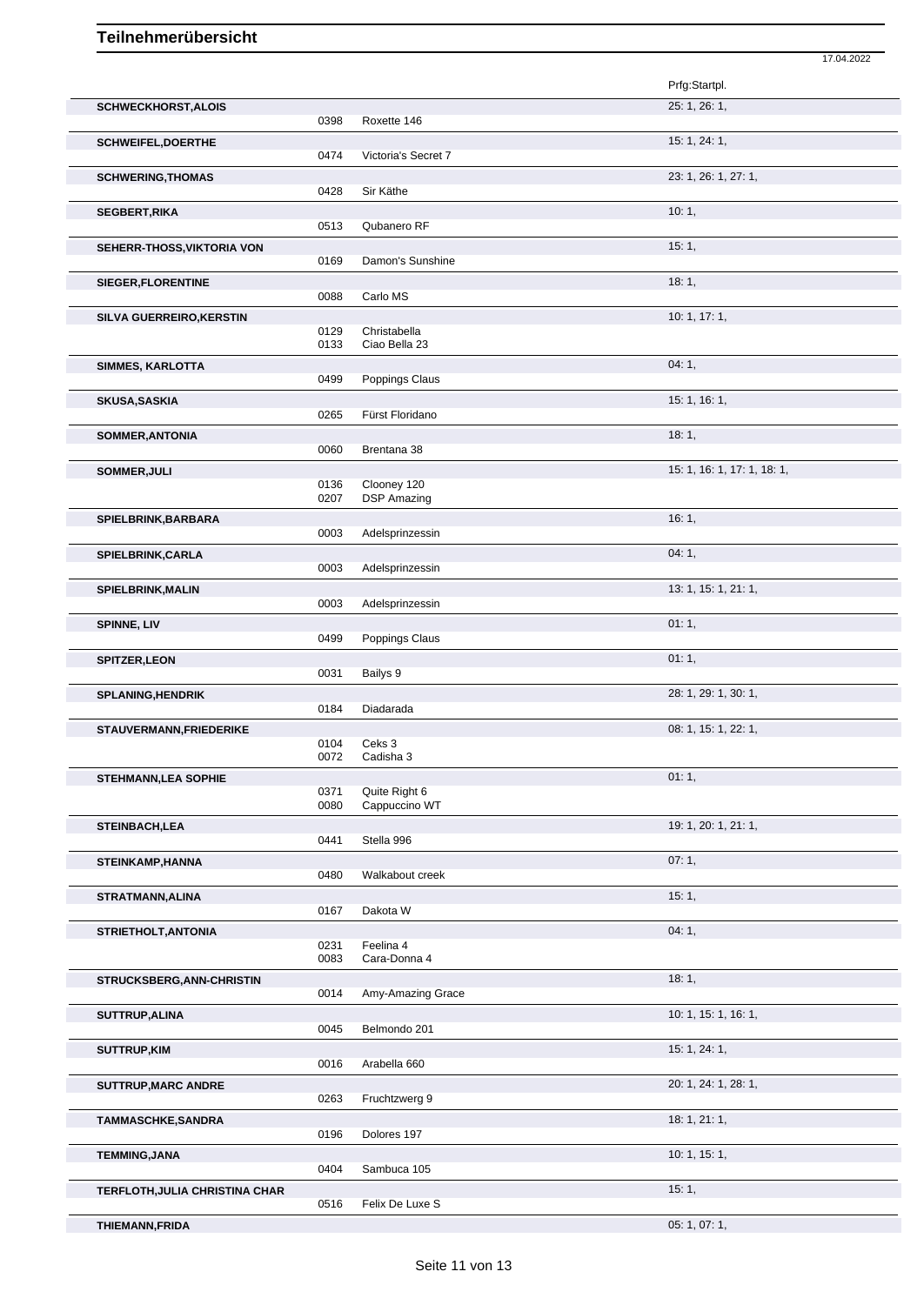# Teilnehmerübersicht

17.04.2022

| Name | Nr. | Pferd | Prfg:Startpl. |
|---|---|---|---|
| **SCHWECKHORST,ALOIS** | | | 25: 1, 26: 1, |
| | 0398 | Roxette 146 | |
| **SCHWEIFEL,DOERTHE** | | | 15: 1, 24: 1, |
| | 0474 | Victoria's Secret 7 | |
| **SCHWERING,THOMAS** | | | 23: 1, 26: 1, 27: 1, |
| | 0428 | Sir Käthe | |
| **SEGBERT,RIKA** | | | 10: 1, |
| | 0513 | Qubanero RF | |
| **SEHERR-THOSS,VIKTORIA VON** | | | 15: 1, |
| | 0169 | Damon's Sunshine | |
| **SIEGER,FLORENTINE** | | | 18: 1, |
| | 0088 | Carlo MS | |
| **SILVA GUERREIRO,KERSTIN** | | | 10: 1, 17: 1, |
| | 0129 | Christabella | |
| | 0133 | Ciao Bella 23 | |
| **SIMMES, KARLOTTA** | | | 04: 1, |
| | 0499 | Poppings Claus | |
| **SKUSA,SASKIA** | | | 15: 1, 16: 1, |
| | 0265 | Fürst Floridano | |
| **SOMMER,ANTONIA** | | | 18: 1, |
| | 0060 | Brentana 38 | |
| **SOMMER,JULI** | | | 15: 1, 16: 1, 17: 1, 18: 1, |
| | 0136 | Clooney 120 | |
| | 0207 | DSP Amazing | |
| **SPIELBRINK,BARBARA** | | | 16: 1, |
| | 0003 | Adelsprinzessin | |
| **SPIELBRINK,CARLA** | | | 04: 1, |
| | 0003 | Adelsprinzessin | |
| **SPIELBRINK,MALIN** | | | 13: 1, 15: 1, 21: 1, |
| | 0003 | Adelsprinzessin | |
| **SPINNE, LIV** | | | 01: 1, |
| | 0499 | Poppings Claus | |
| **SPITZER,LEON** | | | 01: 1, |
| | 0031 | Bailys 9 | |
| **SPLANING,HENDRIK** | | | 28: 1, 29: 1, 30: 1, |
| | 0184 | Diadarada | |
| **STAUVERMANN,FRIEDERIKE** | | | 08: 1, 15: 1, 22: 1, |
| | 0104 | Ceks 3 | |
| | 0072 | Cadisha 3 | |
| **STEHMANN,LEA SOPHIE** | | | 01: 1, |
| | 0371 | Quite Right 6 | |
| | 0080 | Cappuccino WT | |
| **STEINBACH,LEA** | | | 19: 1, 20: 1, 21: 1, |
| | 0441 | Stella 996 | |
| **STEINKAMP,HANNA** | | | 07: 1, |
| | 0480 | Walkabout creek | |
| **STRATMANN,ALINA** | | | 15: 1, |
| | 0167 | Dakota W | |
| **STRIETHOLT,ANTONIA** | | | 04: 1, |
| | 0231 | Feelina 4 | |
| | 0083 | Cara-Donna 4 | |
| **STRUCKSBERG,ANN-CHRISTIN** | | | 18: 1, |
| | 0014 | Amy-Amazing Grace | |
| **SUTTRUP,ALINA** | | | 10: 1, 15: 1, 16: 1, |
| | 0045 | Belmondo 201 | |
| **SUTTRUP,KIM** | | | 15: 1, 24: 1, |
| | 0016 | Arabella 660 | |
| **SUTTRUP,MARC ANDRE** | | | 20: 1, 24: 1, 28: 1, |
| | 0263 | Fruchtzwerg 9 | |
| **TAMMASCHKE,SANDRA** | | | 18: 1, 21: 1, |
| | 0196 | Dolores 197 | |
| **TEMMING,JANA** | | | 10: 1, 15: 1, |
| | 0404 | Sambuca 105 | |
| **TERFLOTH,JULIA CHRISTINA CHAR** | | | 15: 1, |
| | 0516 | Felix De Luxe S | |
| **THIEMANN,FRIDA** | | | 05: 1, 07: 1, |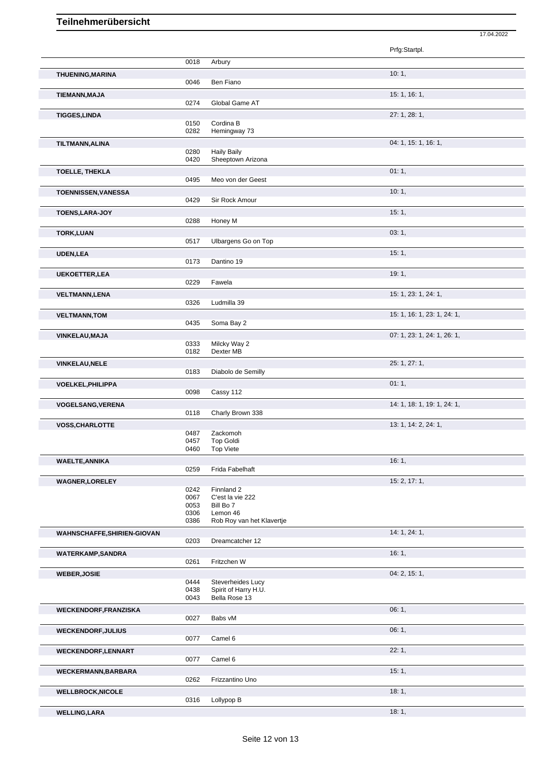# Teilnehmerübersicht

17.04.2022

| Name | Nr. | Pferd | Prfg:Startpl. |
|---|---|---|---|
| | 0018 | Arbury | |
| **THUENING,MARINA** | | | 10: 1, |
| | 0046 | Ben Fiano | |
| **TIEMANN,MAJA** | | | 15: 1, 16: 1, |
| | 0274 | Global Game AT | |
| **TIGGES,LINDA** | | | 27: 1, 28: 1, |
| | 0150 | Cordina B | |
| | 0282 | Hemingway 73 | |
| **TILTMANN,ALINA** | | | 04: 1, 15: 1, 16: 1, |
| | 0280 | Haily Baily | |
| | 0420 | Sheeptown Arizona | |
| **TOELLE, THEKLA** | | | 01: 1, |
| | 0495 | Meo von der Geest | |
| **TOENNISSEN,VANESSA** | | | 10: 1, |
| | 0429 | Sir Rock Amour | |
| **TOENS,LARA-JOY** | | | 15: 1, |
| | 0288 | Honey M | |
| **TORK,LUAN** | | | 03: 1, |
| | 0517 | Ulbargens Go on Top | |
| **UDEN,LEA** | | | 15: 1, |
| | 0173 | Dantino 19 | |
| **UEKOETTER,LEA** | | | 19: 1, |
| | 0229 | Fawela | |
| **VELTMANN,LENA** | | | 15: 1, 23: 1, 24: 1, |
| | 0326 | Ludmilla 39 | |
| **VELTMANN,TOM** | | | 15: 1, 16: 1, 23: 1, 24: 1, |
| | 0435 | Soma Bay 2 | |
| **VINKELAU,MAJA** | | | 07: 1, 23: 1, 24: 1, 26: 1, |
| | 0333 | Milcky Way 2 | |
| | 0182 | Dexter MB | |
| **VINKELAU,NELE** | | | 25: 1, 27: 1, |
| | 0183 | Diabolo de Semilly | |
| **VOELKEL,PHILIPPA** | | | 01: 1, |
| | 0098 | Cassy 112 | |
| **VOGELSANG,VERENA** | | | 14: 1, 18: 1, 19: 1, 24: 1, |
| | 0118 | Charly Brown 338 | |
| **VOSS,CHARLOTTE** | | | 13: 1, 14: 2, 24: 1, |
| | 0487 | Zackomoh | |
| | 0457 | Top Goldi | |
| | 0460 | Top Viete | |
| **WAELTE,ANNIKA** | | | 16: 1, |
| | 0259 | Frida Fabelhaft | |
| **WAGNER,LORELEY** | | | 15: 2, 17: 1, |
| | 0242 | Finnland 2 | |
| | 0067 | C'est la vie 222 | |
| | 0053 | Bill Bo 7 | |
| | 0306 | Lemon 46 | |
| | 0386 | Rob Roy van het Klavertje | |
| **WAHNSCHAFFE,SHIRIEN-GIOVAN** | | | 14: 1, 24: 1, |
| | 0203 | Dreamcatcher 12 | |
| **WATERKAMP,SANDRA** | | | 16: 1, |
| | 0261 | Fritzchen W | |
| **WEBER,JOSIE** | | | 04: 2, 15: 1, |
| | 0444 | Steverheides Lucy | |
| | 0438 | Spirit of Harry H.U. | |
| | 0043 | Bella Rose 13 | |
| **WECKENDORF,FRANZISKA** | | | 06: 1, |
| | 0027 | Babs vM | |
| **WECKENDORF,JULIUS** | | | 06: 1, |
| | 0077 | Camel 6 | |
| **WECKENDORF,LENNART** | | | 22: 1, |
| | 0077 | Camel 6 | |
| **WECKERMANN,BARBARA** | | | 15: 1, |
| | 0262 | Frizzantino Uno | |
| **WELLBROCK,NICOLE** | | | 18: 1, |
| | 0316 | Lollypop B | |
| **WELLING,LARA** | | | 18: 1, |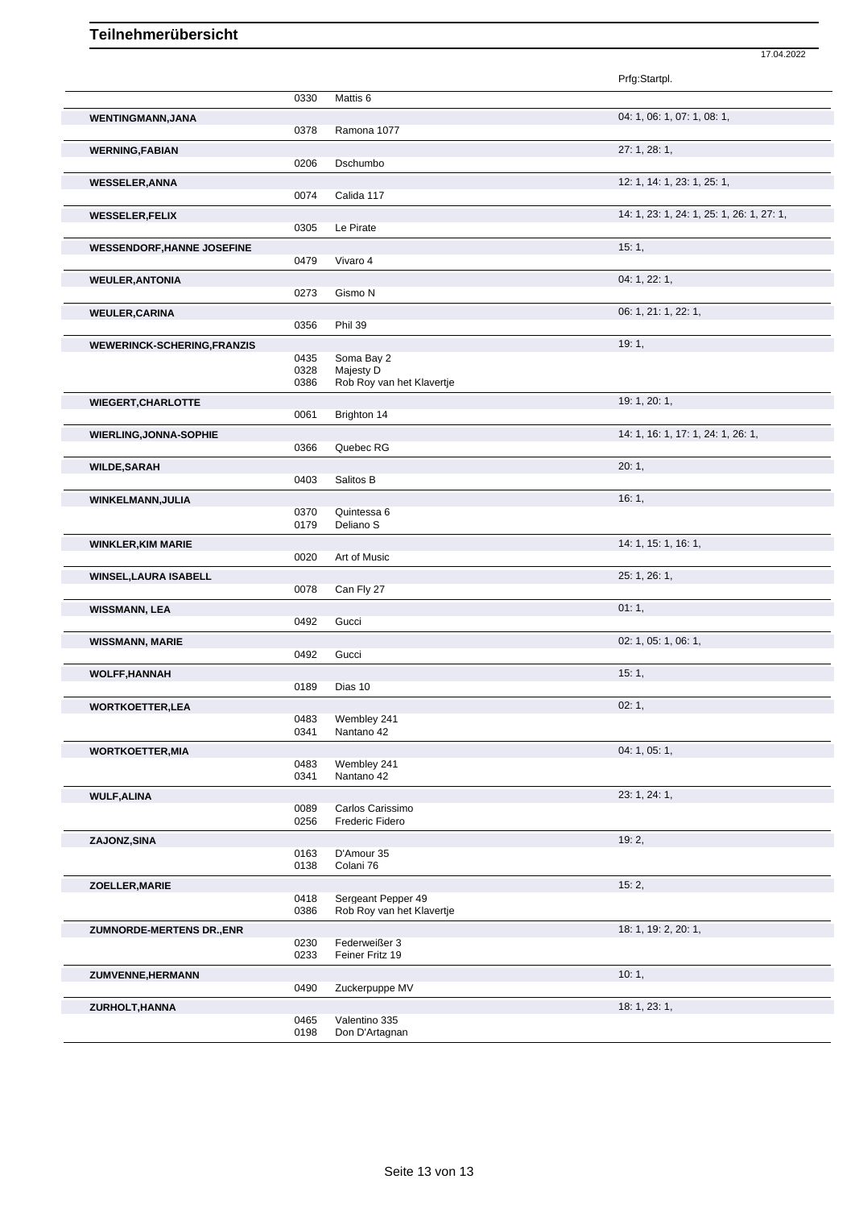# Teilnehmerübersicht

17.04.2022

| | | | Prfg:Startpl. |
|---|---|---|---|
| | 0330 | Mattis 6 | |
| **WENTINGMANN,JANA** | | | 04: 1, 06: 1, 07: 1, 08: 1, |
| | 0378 | Ramona 1077 | |
| **WERNING,FABIAN** | | | 27: 1, 28: 1, |
| | 0206 | Dschumbo | |
| **WESSELER,ANNA** | | | 12: 1, 14: 1, 23: 1, 25: 1, |
| | 0074 | Calida 117 | |
| **WESSELER,FELIX** | | | 14: 1, 23: 1, 24: 1, 25: 1, 26: 1, 27: 1, |
| | 0305 | Le Pirate | |
| **WESSENDORF,HANNE JOSEFINE** | | | 15: 1, |
| | 0479 | Vivaro 4 | |
| **WEULER,ANTONIA** | | | 04: 1, 22: 1, |
| | 0273 | Gismo N | |
| **WEULER,CARINA** | | | 06: 1, 21: 1, 22: 1, |
| | 0356 | Phil 39 | |
| **WEWERINCK-SCHERING,FRANZIS** | | | 19: 1, |
| | 0435 | Soma Bay 2 | |
| | 0328 | Majesty D | |
| | 0386 | Rob Roy van het Klavertje | |
| **WIEGERT,CHARLOTTE** | | | 19: 1, 20: 1, |
| | 0061 | Brighton 14 | |
| **WIERLING,JONNA-SOPHIE** | | | 14: 1, 16: 1, 17: 1, 24: 1, 26: 1, |
| | 0366 | Quebec RG | |
| **WILDE,SARAH** | | | 20: 1, |
| | 0403 | Salitos B | |
| **WINKELMANN,JULIA** | | | 16: 1, |
| | 0370 | Quintessa 6 | |
| | 0179 | Deliano S | |
| **WINKLER,KIM MARIE** | | | 14: 1, 15: 1, 16: 1, |
| | 0020 | Art of Music | |
| **WINSEL,LAURA ISABELL** | | | 25: 1, 26: 1, |
| | 0078 | Can Fly 27 | |
| **WISSMANN, LEA** | | | 01: 1, |
| | 0492 | Gucci | |
| **WISSMANN, MARIE** | | | 02: 1, 05: 1, 06: 1, |
| | 0492 | Gucci | |
| **WOLFF,HANNAH** | | | 15: 1, |
| | 0189 | Dias 10 | |
| **WORTKOETTER,LEA** | | | 02: 1, |
| | 0483 | Wembley 241 | |
| | 0341 | Nantano 42 | |
| **WORTKOETTER,MIA** | | | 04: 1, 05: 1, |
| | 0483 | Wembley 241 | |
| | 0341 | Nantano 42 | |
| **WULF,ALINA** | | | 23: 1, 24: 1, |
| | 0089 | Carlos Carissimo | |
| | 0256 | Frederic Fidero | |
| **ZAJONZ,SINA** | | | 19: 2, |
| | 0163 | D'Amour 35 | |
| | 0138 | Colani 76 | |
| **ZOELLER,MARIE** | | | 15: 2, |
| | 0418 | Sergeant Pepper 49 | |
| | 0386 | Rob Roy van het Klavertje | |
| **ZUMNORDE-MERTENS DR.,ENR** | | | 18: 1, 19: 2, 20: 1, |
| | 0230 | Federweißer 3 | |
| | 0233 | Feiner Fritz 19 | |
| **ZUMVENNE,HERMANN** | | | 10: 1, |
| | 0490 | Zuckerpuppe MV | |
| **ZURHOLT,HANNA** | | | 18: 1, 23: 1, |
| | 0465 | Valentino 335 | |
| | 0198 | Don D'Artagnan | |